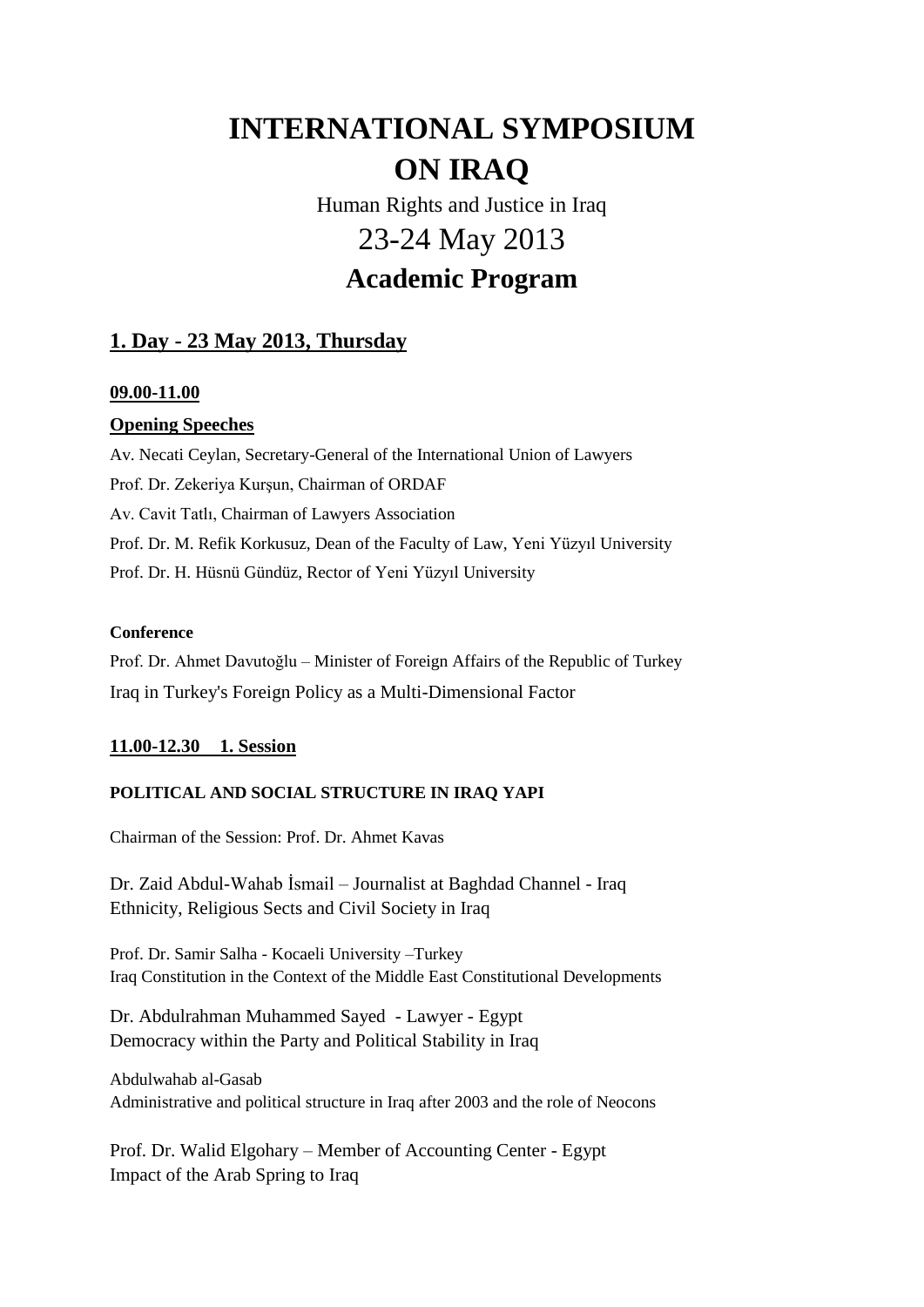# INTERNATIONAL SYMPOSIUM ON IRAQ

Human Rights and Justice in Iraq

23-24 May 2013

## Academic Program

## 1. Day - 23 May 2013, Thursday

**09.00-11.00**

**Opening Speeches**

Av. Necati Ceylan, Secretary-General of the International Union of Lawyers

Prof. Dr. Zekeriya Kurşun, Chairman of ORDAF

Av. Cavit Tatlı, Chairman of Lawyers Association

Prof. Dr. M. Refik Korkusuz, Dean of the Faculty of Law, Yeni Yüzyıl University

Prof. Dr. H. Hüsnü Gündüz, Rector of Yeni Yüzyıl University

**Conference**

Prof. Dr. Ahmet Davutoğlu – Minister of Foreign Affairs of the Republic of Turkey

Iraq in Turkey's Foreign Policy as a Multi-Dimensional Factor

**11.00-12.30 1. Session**

**POLITICAL AND SOCIAL STRUCTURE IN IRAQ YAPI**

Chairman of the Session: Prof. Dr. Ahmet Kavas

Dr. Zaid Abdul-Wahab İsmail – Journalist at Baghdad Channel - Iraq

Ethnicity, Religious Sects and Civil Society in Iraq

Prof. Dr. Samir Salha - Kocaeli University –Turkey

Iraq Constitution in the Context of the Middle East Constitutional Developments

Dr. Abdulrahman Muhammed Sayed - Lawyer - Egypt

Democracy within the Party and Political Stability in Iraq

Abdulwahab al-Gasab

Administrative and political structure in Iraq after 2003 and the role of Neocons

Prof. Dr. Walid Elgohary – Member of Accounting Center - Egypt

Impact of the Arab Spring to Iraq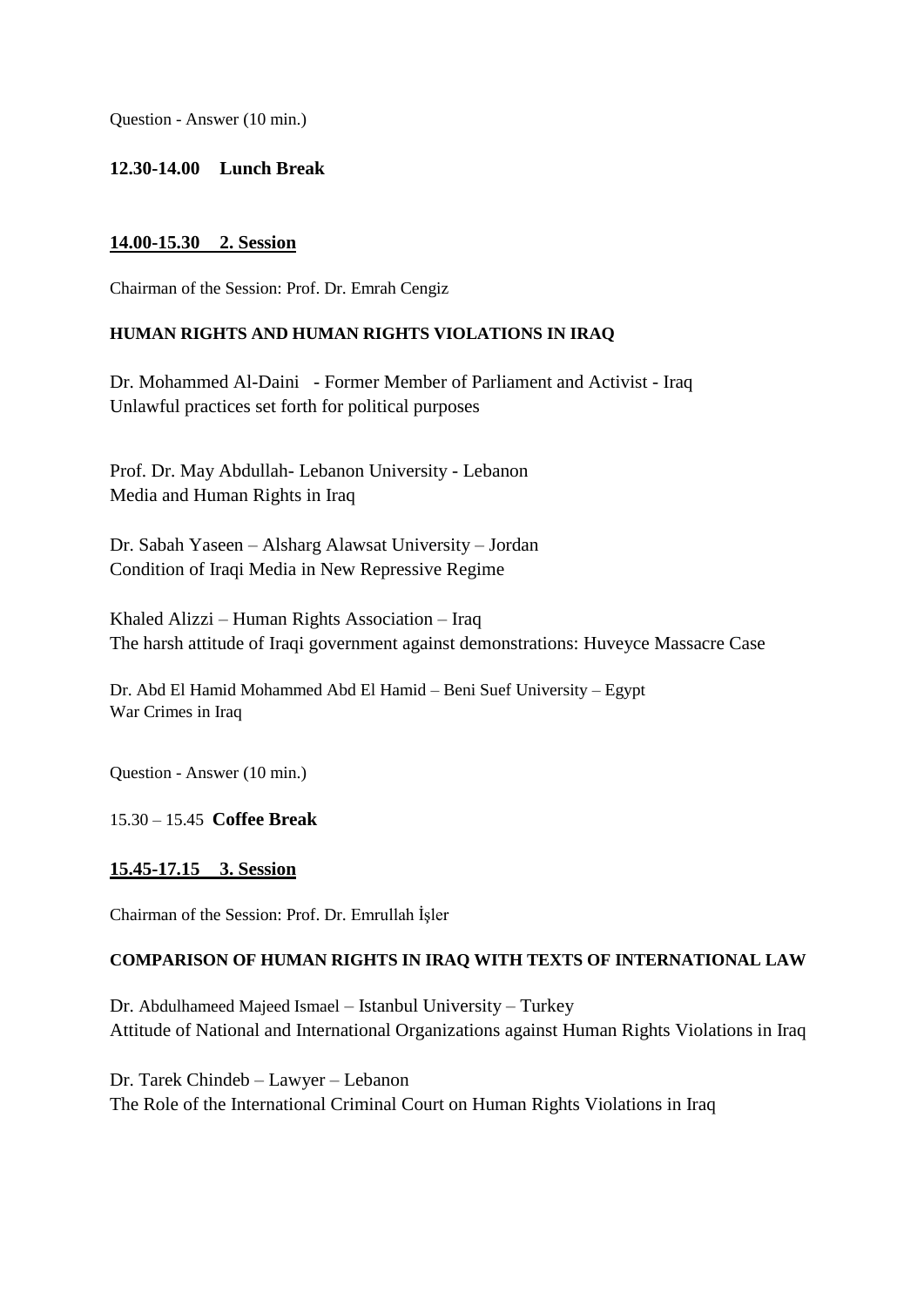Question - Answer (10 min.)

**12.30-14.00 Lunch Break**

**<u>14.00-15.30 2. Session</u>**

Chairman of the Session: Prof. Dr. Emrah Cengiz

**HUMAN RIGHTS AND HUMAN RIGHTS VIOLATIONS IN IRAQ**

Dr. Mohammed Al-Daini - Former Member of Parliament and Activist - Iraq
Unlawful practices set forth for political purposes

Prof. Dr. May Abdullah- Lebanon University - Lebanon
Media and Human Rights in Iraq

Dr. Sabah Yaseen – Alsharg Alawsat University – Jordan
Condition of Iraqi Media in New Repressive Regime

Khaled Alizzi – Human Rights Association – Iraq
The harsh attitude of Iraqi government against demonstrations: Huveyce Massacre Case

Dr. Abd El Hamid Mohammed Abd El Hamid – Beni Suef University – Egypt
War Crimes in Iraq

Question - Answer (10 min.)

15.30 – 15.45 **Coffee Break**

**<u>15.45-17.15 3. Session</u>**

Chairman of the Session: Prof. Dr. Emrullah İşler

**COMPARISON OF HUMAN RIGHTS IN IRAQ WITH TEXTS OF INTERNATIONAL LAW**

Dr. Abdulhameed Majeed Ismael – Istanbul University – Turkey
Attitude of National and International Organizations against Human Rights Violations in Iraq

Dr. Tarek Chindeb – Lawyer – Lebanon
The Role of the International Criminal Court on Human Rights Violations in Iraq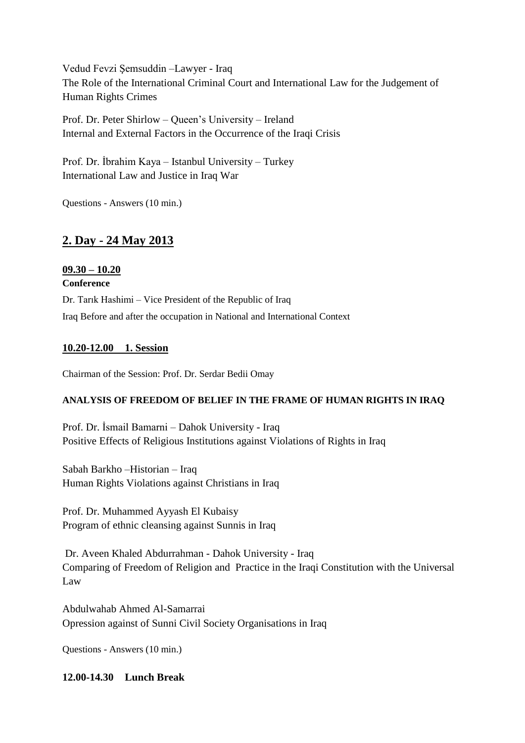Vedud Fevzi Şemsuddin –Lawyer - Iraq
The Role of the International Criminal Court and International Law for the Judgement of Human Rights Crimes

Prof. Dr. Peter Shirlow – Queen's University – Ireland
Internal and External Factors in the Occurrence of the Iraqi Crisis

Prof. Dr. İbrahim Kaya – Istanbul University – Turkey
International Law and Justice in Iraq War

Questions - Answers (10 min.)

## 2. Day - 24 May 2013

**09.30 – 10.20**

**Conference**

Dr. Tarık Hashimi – Vice President of the Republic of Iraq
Iraq Before and after the occupation in National and International Context

**10.20-12.00 1. Session**

Chairman of the Session: Prof. Dr. Serdar Bedii Omay

**ANALYSIS OF FREEDOM OF BELIEF IN THE FRAME OF HUMAN RIGHTS IN IRAQ**

Prof. Dr. İsmail Bamarni – Dahok University - Iraq
Positive Effects of Religious Institutions against Violations of Rights in Iraq

Sabah Barkho –Historian – Iraq
Human Rights Violations against Christians in Iraq

Prof. Dr. Muhammed Ayyash El Kubaisy
Program of ethnic cleansing against Sunnis in Iraq

Dr. Aveen Khaled Abdurrahman - Dahok University - Iraq
Comparing of Freedom of Religion and Practice in the Iraqi Constitution with the Universal Law

Abdulwahab Ahmed Al-Samarrai
Opression against of Sunni Civil Society Organisations in Iraq

Questions - Answers (10 min.)

**12.00-14.30 Lunch Break**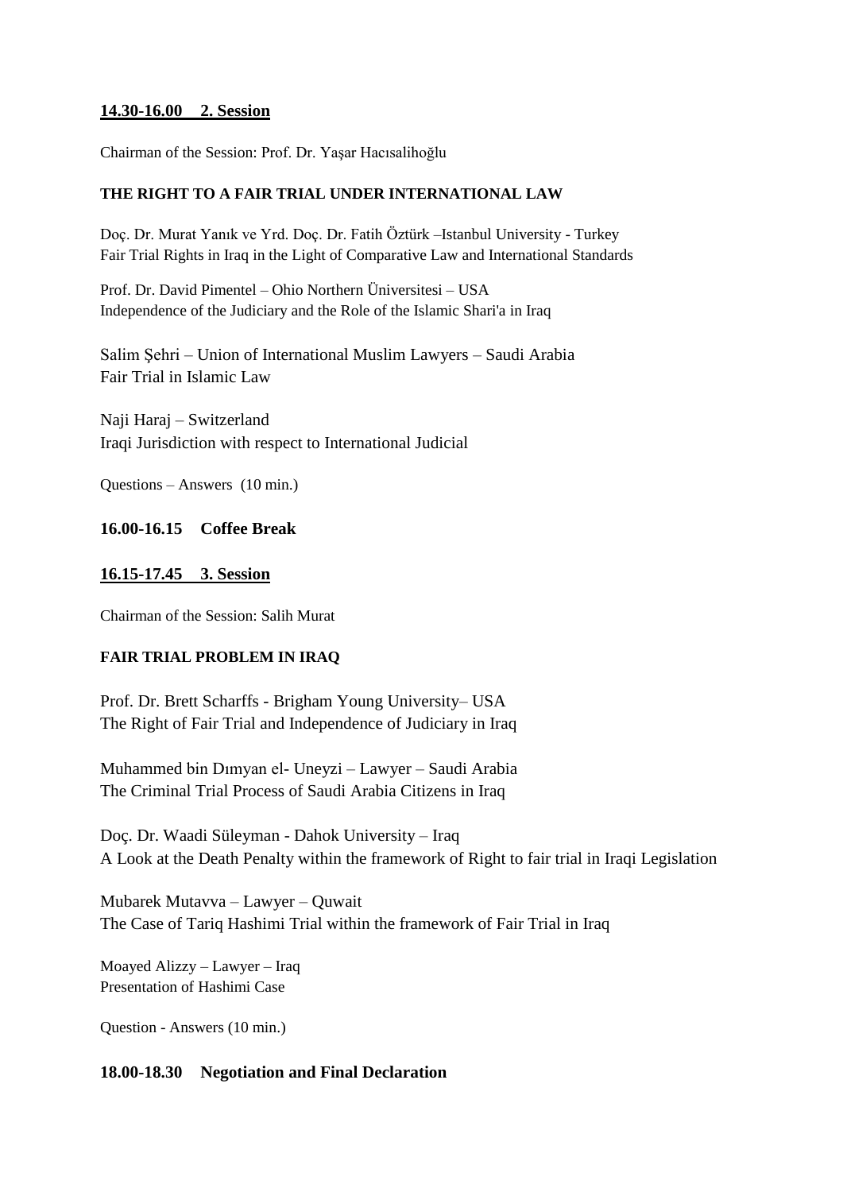**14.30-16.00 2. Session**

Chairman of the Session: Prof. Dr. Yaşar Hacısalihoğlu

**THE RIGHT TO A FAIR TRIAL UNDER INTERNATIONAL LAW**

Doç. Dr. Murat Yanık ve Yrd. Doç. Dr. Fatih Öztürk –Istanbul University - Turkey
Fair Trial Rights in Iraq in the Light of Comparative Law and International Standards

Prof. Dr. David Pimentel – Ohio Northern Üniversitesi – USA
Independence of the Judiciary and the Role of the Islamic Shari'a in Iraq

Salim Şehri – Union of International Muslim Lawyers – Saudi Arabia
Fair Trial in Islamic Law

Naji Haraj – Switzerland
Iraqi Jurisdiction with respect to International Judicial

Questions – Answers (10 min.)

**16.00-16.15 Coffee Break**

**16.15-17.45 3. Session**

Chairman of the Session: Salih Murat

**FAIR TRIAL PROBLEM IN IRAQ**

Prof. Dr. Brett Scharffs - Brigham Young University– USA
The Right of Fair Trial and Independence of Judiciary in Iraq

Muhammed bin Dımyan el- Uneyzi – Lawyer – Saudi Arabia
The Criminal Trial Process of Saudi Arabia Citizens in Iraq

Doç. Dr. Waadi Süleyman - Dahok University – Iraq
A Look at the Death Penalty within the framework of Right to fair trial in Iraqi Legislation

Mubarek Mutavva – Lawyer – Quwait
The Case of Tariq Hashimi Trial within the framework of Fair Trial in Iraq

Moayed Alizzy – Lawyer – Iraq
Presentation of Hashimi Case

Question - Answers (10 min.)

**18.00-18.30 Negotiation and Final Declaration**